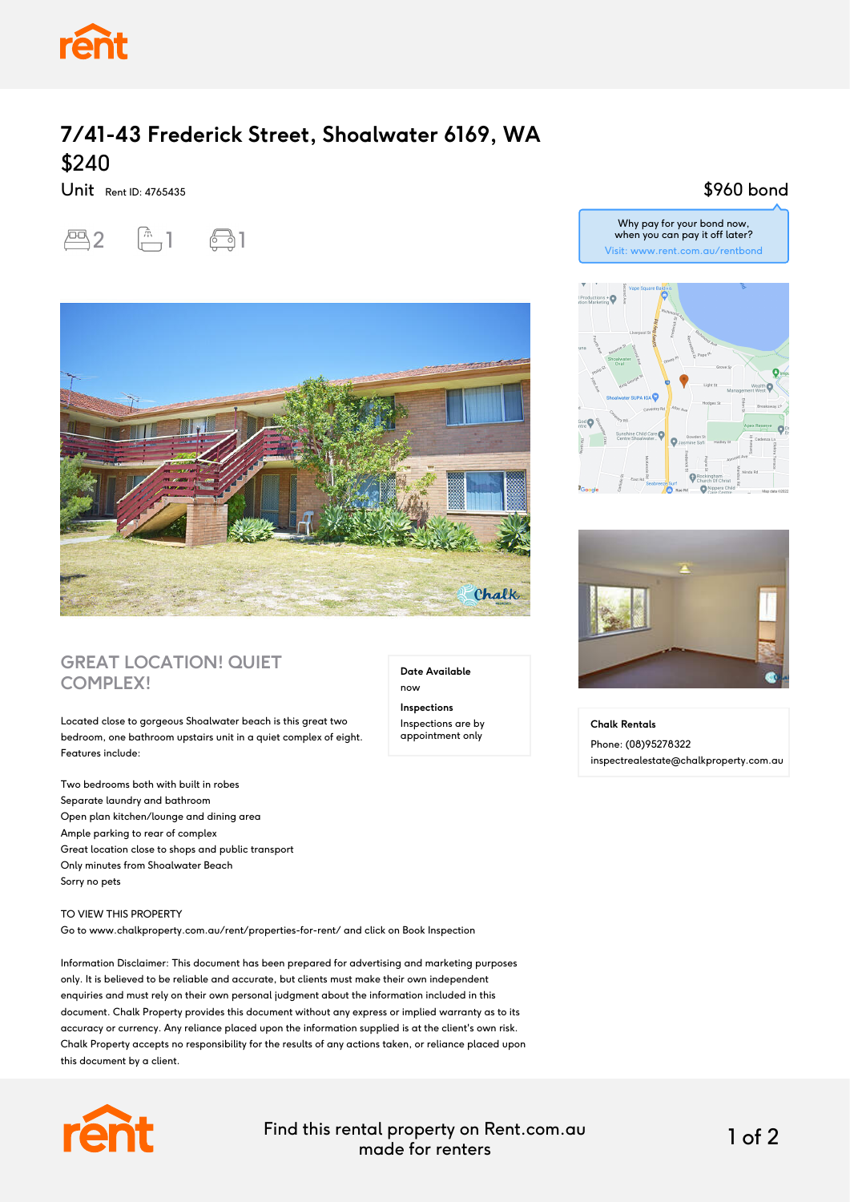# 7/41-43 Frederick Street, Shoalwater 6169, WA

## $240

Unit Rent ID: 4765435

2 bedrooms · 1 bathroom · 1 parking

**$960 bond**

Why pay for your bond now, when you can pay it off later?
Visit: www.rent.com.au/rentbond

## GREAT LOCATION! QUIET COMPLEX!

**Date Available**
now

**Inspections**
Inspections are by appointment only

Located close to gorgeous Shoalwater beach is this great two bedroom, one bathroom upstairs unit in a quiet complex of eight. Features include:

Two bedrooms both with built in robes
Separate laundry and bathroom
Open plan kitchen/lounge and dining area
Ample parking to rear of complex
Great location close to shops and public transport
Only minutes from Shoalwater Beach
Sorry no pets

TO VIEW THIS PROPERTY
Go to www.chalkproperty.com.au/rent/properties-for-rent/ and click on Book Inspection

Information Disclaimer: This document has been prepared for advertising and marketing purposes only. It is believed to be reliable and accurate, but clients must make their own independent enquiries and must rely on their own personal judgment about the information included in this document. Chalk Property provides this document without any express or implied warranty as to its accuracy or currency. Any reliance placed upon the information supplied is at the client's own risk. Chalk Property accepts no responsibility for the results of any actions taken, or reliance placed upon this document by a client.

**Chalk Rentals**
Phone: (08)95278322
inspectrealestate@chalkproperty.com.au

Find this rental property on Rent.com.au made for renters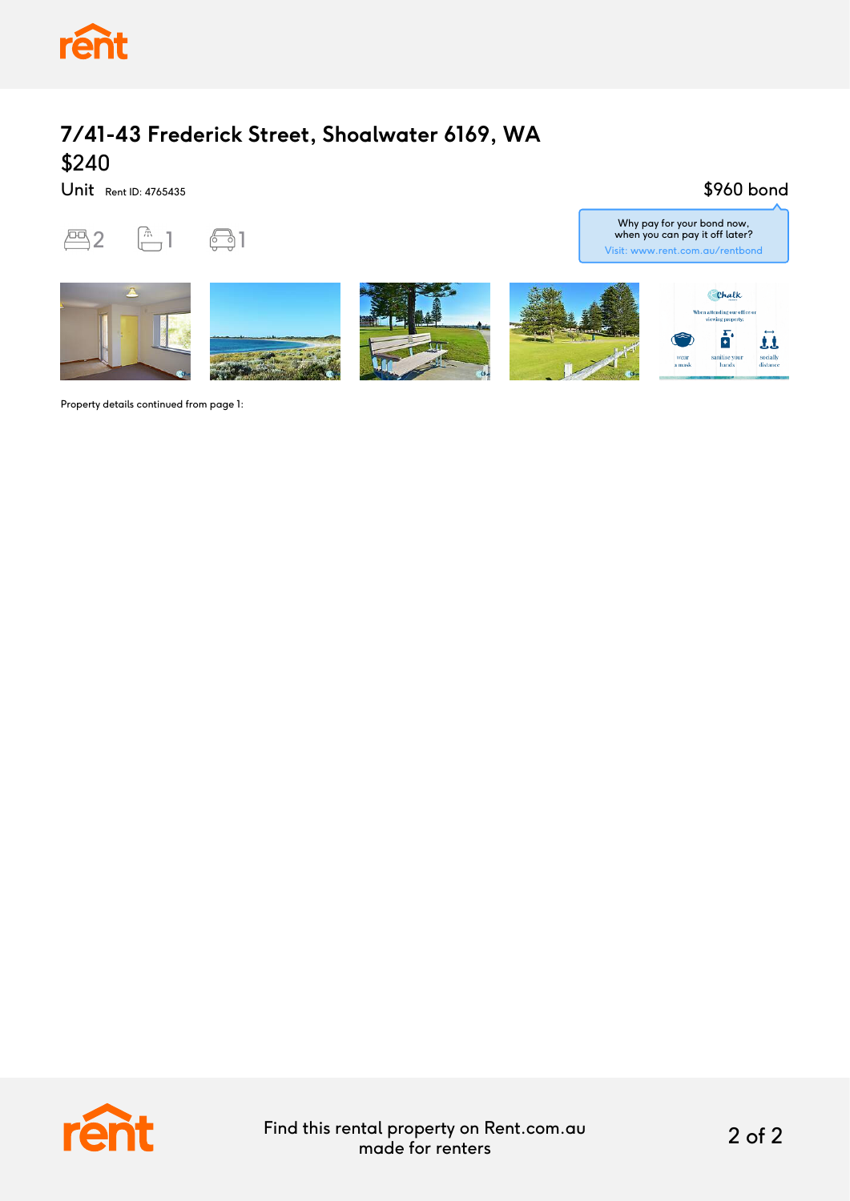# 7/41-43 Frederick Street, Shoalwater 6169, WA

## $240

Unit Rent ID: 4765435

$960 bond

Why pay for your bond now, when you can pay it off later?
Visit: www.rent.com.au/rentbond

2 1 1

Property details continued from page 1: